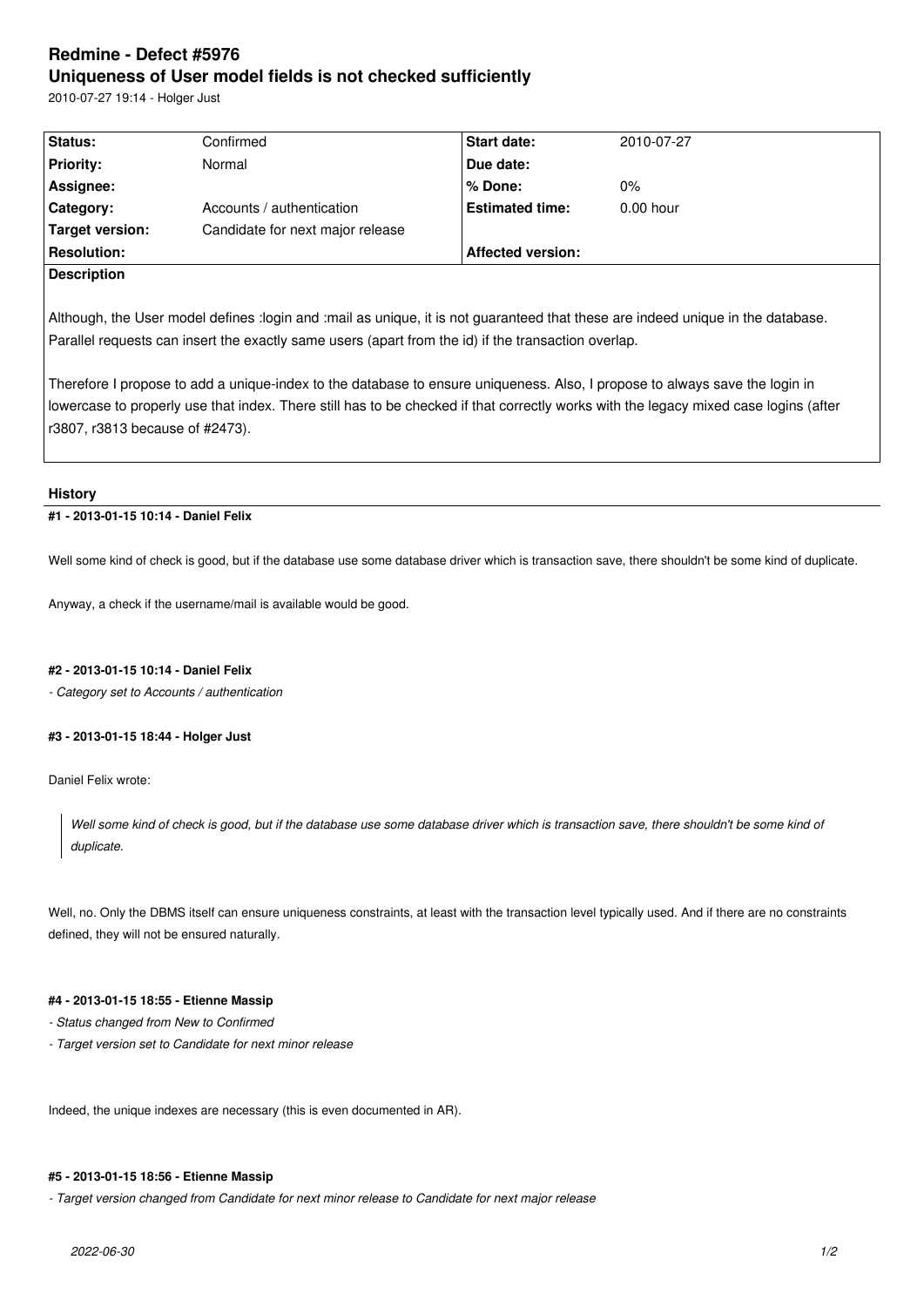# Redmine - Defect #5976

## Uniqueness of User model fields is not checked sufficiently

2010-07-27 19:14 - Holger Just

| Status: | Confirmed | Start date: | 2010-07-27 |
| --- | --- | --- | --- |
| Priority: | Normal | Due date: | |
| Assignee: | | % Done: | 0% |
| Category: | Accounts / authentication | Estimated time: | 0.00 hour |
| Target version: | Candidate for next major release | | |
| Resolution: | | Affected version: | |

**Description**

Although, the User model defines :login and :mail as unique, it is not guaranteed that these are indeed unique in the database. Parallel requests can insert the exactly same users (apart from the id) if the transaction overlap.

Therefore I propose to add a unique-index to the database to ensure uniqueness. Also, I propose to always save the login in lowercase to properly use that index. There still has to be checked if that correctly works with the legacy mixed case logins (after r3807, r3813 because of #2473).

## History

### #1 - 2013-01-15 10:14 - Daniel Felix

Well some kind of check is good, but if the database use some database driver which is transaction save, there shouldn't be some kind of duplicate.

Anyway, a check if the username/mail is available would be good.

### #2 - 2013-01-15 10:14 - Daniel Felix

*- Category set to Accounts / authentication*

### #3 - 2013-01-15 18:44 - Holger Just

Daniel Felix wrote:

> *Well some kind of check is good, but if the database use some database driver which is transaction save, there shouldn't be some kind of duplicate.*

Well, no. Only the DBMS itself can ensure uniqueness constraints, at least with the transaction level typically used. And if there are no constraints defined, they will not be ensured naturally.

### #4 - 2013-01-15 18:55 - Etienne Massip

*- Status changed from New to Confirmed*

*- Target version set to Candidate for next minor release*

Indeed, the unique indexes are necessary (this is even documented in AR).

### #5 - 2013-01-15 18:56 - Etienne Massip

*- Target version changed from Candidate for next minor release to Candidate for next major release*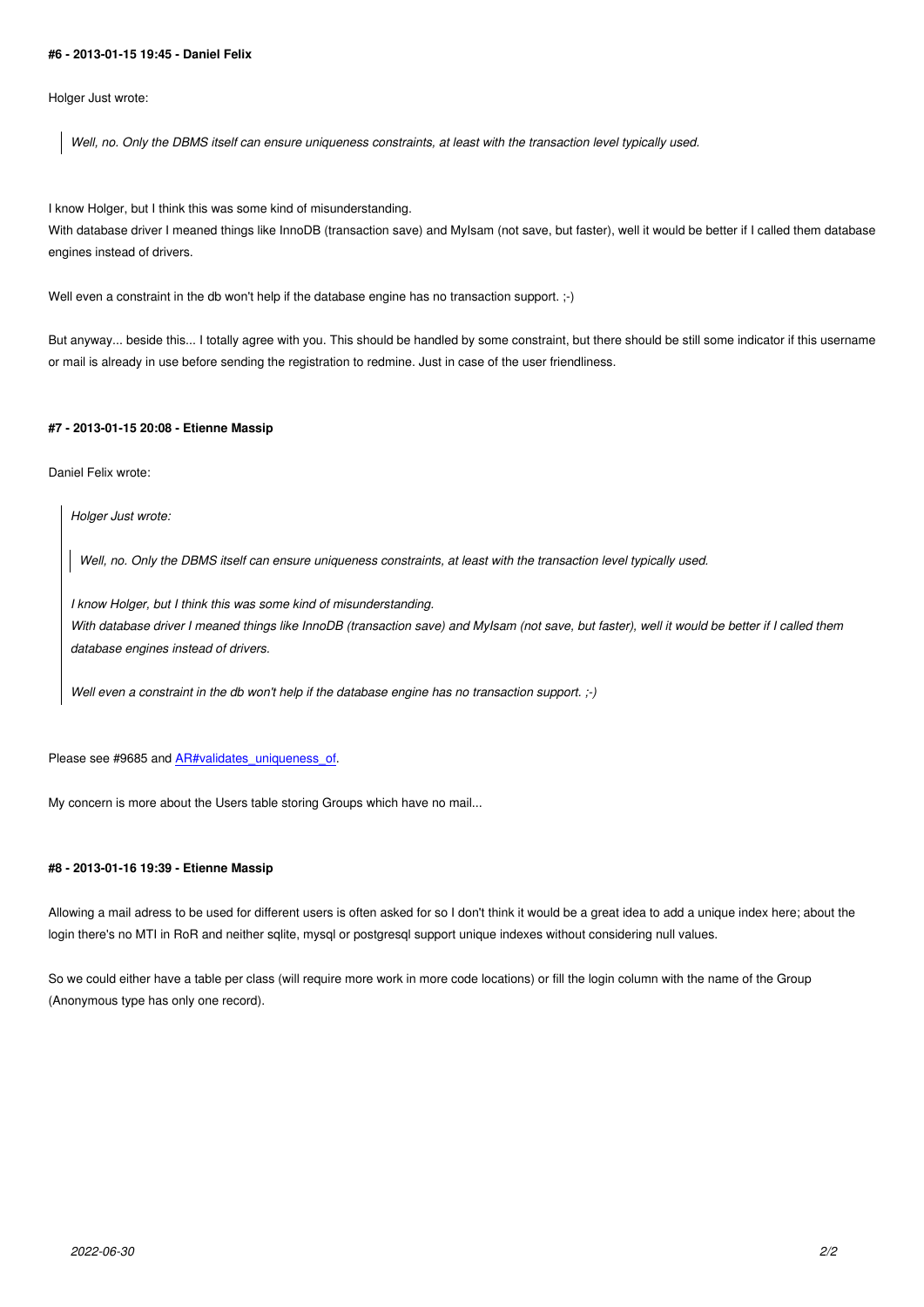#### #6 - 2013-01-15 19:45 - Daniel Felix

Holger Just wrote:

> *Well, no. Only the DBMS itself can ensure uniqueness constraints, at least with the transaction level typically used.*

I know Holger, but I think this was some kind of misunderstanding.
With database driver I meaned things like InnoDB (transaction save) and MyIsam (not save, but faster), well it would be better if I called them database engines instead of drivers.

Well even a constraint in the db won't help if the database engine has no transaction support. ;-)

But anyway... beside this... I totally agree with you. This should be handled by some constraint, but there should be still some indicator if this username or mail is already in use before sending the registration to redmine. Just in case of the user friendliness.

#### #7 - 2013-01-15 20:08 - Etienne Massip

Daniel Felix wrote:

> *Holger Just wrote:*
>
> > *Well, no. Only the DBMS itself can ensure uniqueness constraints, at least with the transaction level typically used.*
>
> *I know Holger, but I think this was some kind of misunderstanding.*
> *With database driver I meaned things like InnoDB (transaction save) and MyIsam (not save, but faster), well it would be better if I called them database engines instead of drivers.*
>
> *Well even a constraint in the db won't help if the database engine has no transaction support. ;-)*

Please see #9685 and AR#validates_uniqueness_of.

My concern is more about the Users table storing Groups which have no mail...

#### #8 - 2013-01-16 19:39 - Etienne Massip

Allowing a mail adress to be used for different users is often asked for so I don't think it would be a great idea to add a unique index here; about the login there's no MTI in RoR and neither sqlite, mysql or postgresql support unique indexes without considering null values.

So we could either have a table per class (will require more work in more code locations) or fill the login column with the name of the Group (Anonymous type has only one record).